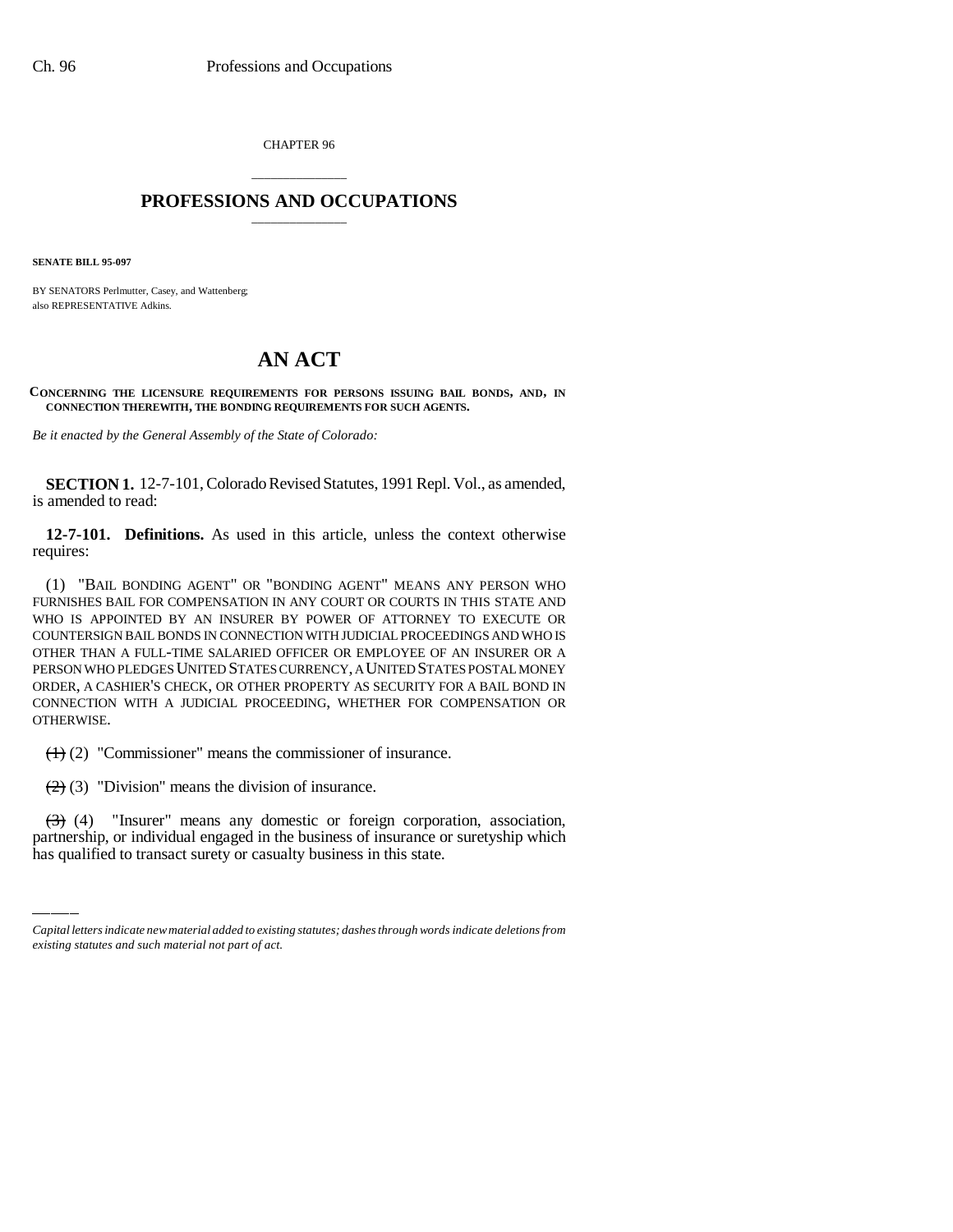CHAPTER 96

## PROFESSIONS AND OCCUPATIONS

**SENATE BILL 95-097**

BY SENATORS Perlmutter, Casey, and Wattenberg;
also REPRESENTATIVE Adkins.

# AN ACT

**CONCERNING THE LICENSURE REQUIREMENTS FOR PERSONS ISSUING BAIL BONDS, AND, IN CONNECTION THEREWITH, THE BONDING REQUIREMENTS FOR SUCH AGENTS.**

*Be it enacted by the General Assembly of the State of Colorado:*

**SECTION 1.** 12-7-101, Colorado Revised Statutes, 1991 Repl. Vol., as amended, is amended to read:

**12-7-101. Definitions.** As used in this article, unless the context otherwise requires:

(1) "BAIL BONDING AGENT" OR "BONDING AGENT" MEANS ANY PERSON WHO FURNISHES BAIL FOR COMPENSATION IN ANY COURT OR COURTS IN THIS STATE AND WHO IS APPOINTED BY AN INSURER BY POWER OF ATTORNEY TO EXECUTE OR COUNTERSIGN BAIL BONDS IN CONNECTION WITH JUDICIAL PROCEEDINGS AND WHO IS OTHER THAN A FULL-TIME SALARIED OFFICER OR EMPLOYEE OF AN INSURER OR A PERSON WHO PLEDGES UNITED STATES CURRENCY, A UNITED STATES POSTAL MONEY ORDER, A CASHIER'S CHECK, OR OTHER PROPERTY AS SECURITY FOR A BAIL BOND IN CONNECTION WITH A JUDICIAL PROCEEDING, WHETHER FOR COMPENSATION OR OTHERWISE.

~~(1)~~ (2) "Commissioner" means the commissioner of insurance.

~~(2)~~ (3) "Division" means the division of insurance.

~~(3)~~ (4) "Insurer" means any domestic or foreign corporation, association, partnership, or individual engaged in the business of insurance or suretyship which has qualified to transact surety or casualty business in this state.

*Capital letters indicate new material added to existing statutes; dashes through words indicate deletions from existing statutes and such material not part of act.*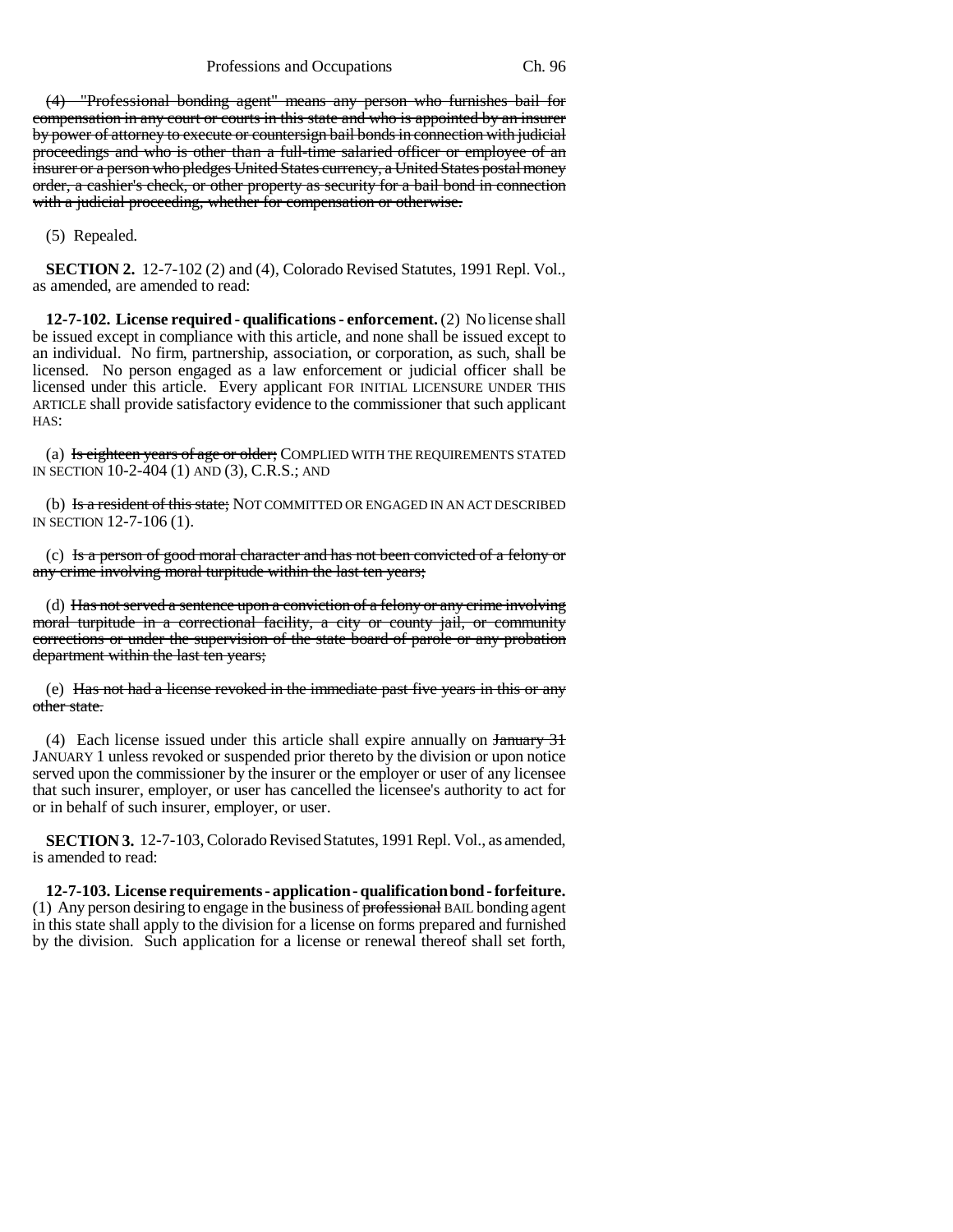(4) ~~"Professional bonding agent" means any person who furnishes bail for compensation in any court or courts in this state and who is appointed by an insurer by power of attorney to execute or countersign bail bonds in connection with judicial proceedings and who is other than a full-time salaried officer or employee of an insurer or a person who pledges United States currency, a United States postal money order, a cashier's check, or other property as security for a bail bond in connection with a judicial proceeding, whether for compensation or otherwise.~~

(5) Repealed.

**SECTION 2.** 12-7-102 (2) and (4), Colorado Revised Statutes, 1991 Repl. Vol., as amended, are amended to read:

**12-7-102. License required - qualifications - enforcement.** (2) No license shall be issued except in compliance with this article, and none shall be issued except to an individual. No firm, partnership, association, or corporation, as such, shall be licensed. No person engaged as a law enforcement or judicial officer shall be licensed under this article. Every applicant FOR INITIAL LICENSURE UNDER THIS ARTICLE shall provide satisfactory evidence to the commissioner that such applicant HAS:

(a) ~~Is eighteen years of age or older;~~ COMPLIED WITH THE REQUIREMENTS STATED IN SECTION 10-2-404 (1) AND (3), C.R.S.; AND

(b) ~~Is a resident of this state;~~ NOT COMMITTED OR ENGAGED IN AN ACT DESCRIBED IN SECTION 12-7-106 (1).

(c) ~~Is a person of good moral character and has not been convicted of a felony or any crime involving moral turpitude within the last ten years;~~

(d) ~~Has not served a sentence upon a conviction of a felony or any crime involving moral turpitude in a correctional facility, a city or county jail, or community corrections or under the supervision of the state board of parole or any probation department within the last ten years;~~

(e) ~~Has not had a license revoked in the immediate past five years in this or any other state.~~

(4) Each license issued under this article shall expire annually on ~~January 31~~ JANUARY 1 unless revoked or suspended prior thereto by the division or upon notice served upon the commissioner by the insurer or the employer or user of any licensee that such insurer, employer, or user has cancelled the licensee's authority to act for or in behalf of such insurer, employer, or user.

**SECTION 3.** 12-7-103, Colorado Revised Statutes, 1991 Repl. Vol., as amended, is amended to read:

**12-7-103. License requirements - application - qualification bond - forfeiture.** (1) Any person desiring to engage in the business of ~~professional~~ BAIL bonding agent in this state shall apply to the division for a license on forms prepared and furnished by the division. Such application for a license or renewal thereof shall set forth,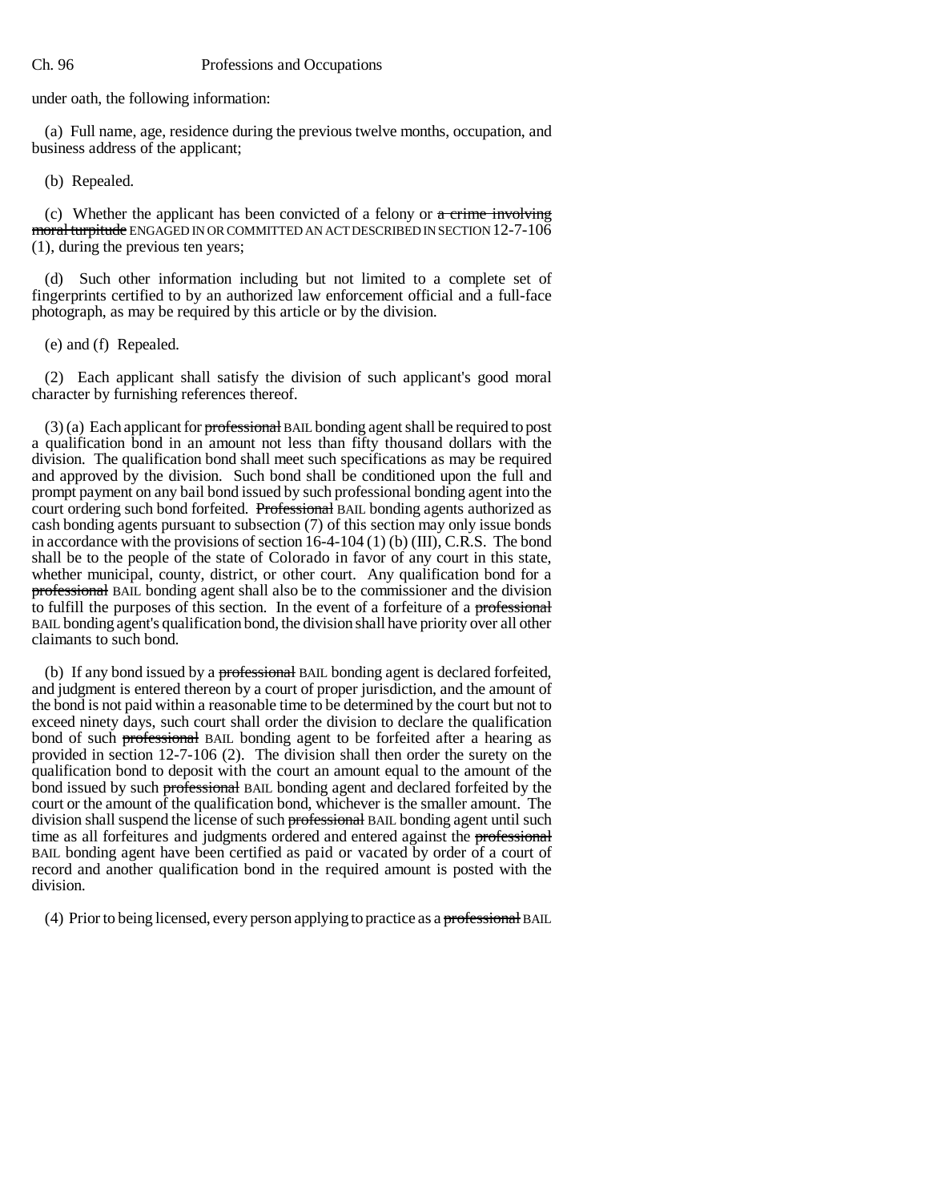under oath, the following information:

(a) Full name, age, residence during the previous twelve months, occupation, and business address of the applicant;

(b) Repealed.

(c) Whether the applicant has been convicted of a felony or ~~a crime involving moral turpitude~~ ENGAGED IN OR COMMITTED AN ACT DESCRIBED IN SECTION 12-7-106 (1), during the previous ten years;

(d) Such other information including but not limited to a complete set of fingerprints certified to by an authorized law enforcement official and a full-face photograph, as may be required by this article or by the division.

(e) and (f) Repealed.

(2) Each applicant shall satisfy the division of such applicant's good moral character by furnishing references thereof.

(3) (a) Each applicant for ~~professional~~ BAIL bonding agent shall be required to post a qualification bond in an amount not less than fifty thousand dollars with the division. The qualification bond shall meet such specifications as may be required and approved by the division. Such bond shall be conditioned upon the full and prompt payment on any bail bond issued by such professional bonding agent into the court ordering such bond forfeited. ~~Professional~~ BAIL bonding agents authorized as cash bonding agents pursuant to subsection (7) of this section may only issue bonds in accordance with the provisions of section 16-4-104 (1) (b) (III), C.R.S. The bond shall be to the people of the state of Colorado in favor of any court in this state, whether municipal, county, district, or other court. Any qualification bond for a ~~professional~~ BAIL bonding agent shall also be to the commissioner and the division to fulfill the purposes of this section. In the event of a forfeiture of a ~~professional~~ BAIL bonding agent's qualification bond, the division shall have priority over all other claimants to such bond.

(b) If any bond issued by a ~~professional~~ BAIL bonding agent is declared forfeited, and judgment is entered thereon by a court of proper jurisdiction, and the amount of the bond is not paid within a reasonable time to be determined by the court but not to exceed ninety days, such court shall order the division to declare the qualification bond of such ~~professional~~ BAIL bonding agent to be forfeited after a hearing as provided in section 12-7-106 (2). The division shall then order the surety on the qualification bond to deposit with the court an amount equal to the amount of the bond issued by such ~~professional~~ BAIL bonding agent and declared forfeited by the court or the amount of the qualification bond, whichever is the smaller amount. The division shall suspend the license of such ~~professional~~ BAIL bonding agent until such time as all forfeitures and judgments ordered and entered against the ~~professional~~ BAIL bonding agent have been certified as paid or vacated by order of a court of record and another qualification bond in the required amount is posted with the division.

(4) Prior to being licensed, every person applying to practice as a ~~professional~~ BAIL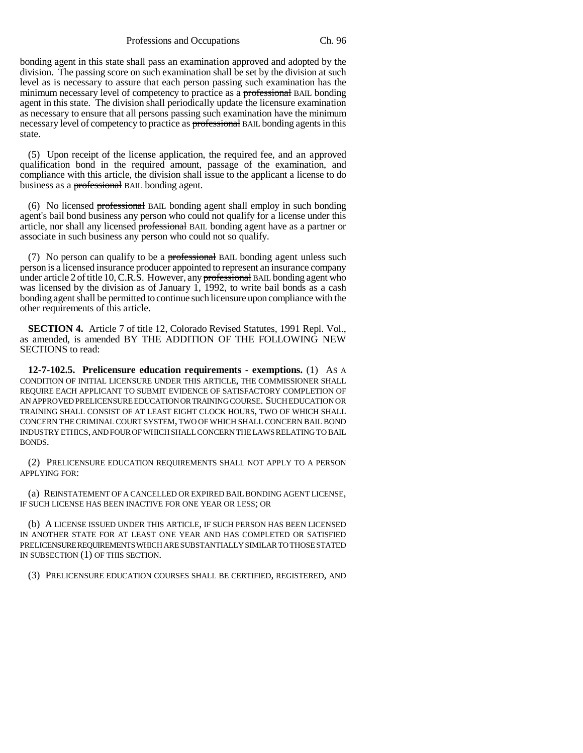bonding agent in this state shall pass an examination approved and adopted by the division. The passing score on such examination shall be set by the division at such level as is necessary to assure that each person passing such examination has the minimum necessary level of competency to practice as a ~~professional~~ BAIL bonding agent in this state. The division shall periodically update the licensure examination as necessary to ensure that all persons passing such examination have the minimum necessary level of competency to practice as ~~professional~~ BAIL bonding agents in this state.

(5) Upon receipt of the license application, the required fee, and an approved qualification bond in the required amount, passage of the examination, and compliance with this article, the division shall issue to the applicant a license to do business as a ~~professional~~ BAIL bonding agent.

(6) No licensed ~~professional~~ BAIL bonding agent shall employ in such bonding agent's bail bond business any person who could not qualify for a license under this article, nor shall any licensed ~~professional~~ BAIL bonding agent have as a partner or associate in such business any person who could not so qualify.

(7) No person can qualify to be a ~~professional~~ BAIL bonding agent unless such person is a licensed insurance producer appointed to represent an insurance company under article 2 of title 10, C.R.S. However, any ~~professional~~ BAIL bonding agent who was licensed by the division as of January 1, 1992, to write bail bonds as a cash bonding agent shall be permitted to continue such licensure upon compliance with the other requirements of this article.

**SECTION 4.** Article 7 of title 12, Colorado Revised Statutes, 1991 Repl. Vol., as amended, is amended BY THE ADDITION OF THE FOLLOWING NEW SECTIONS to read:

**12-7-102.5. Prelicensure education requirements - exemptions.** (1) AS A CONDITION OF INITIAL LICENSURE UNDER THIS ARTICLE, THE COMMISSIONER SHALL REQUIRE EACH APPLICANT TO SUBMIT EVIDENCE OF SATISFACTORY COMPLETION OF AN APPROVED PRELICENSURE EDUCATION OR TRAINING COURSE. SUCH EDUCATION OR TRAINING SHALL CONSIST OF AT LEAST EIGHT CLOCK HOURS, TWO OF WHICH SHALL CONCERN THE CRIMINAL COURT SYSTEM, TWO OF WHICH SHALL CONCERN BAIL BOND INDUSTRY ETHICS, AND FOUR OF WHICH SHALL CONCERN THE LAWS RELATING TO BAIL BONDS.

(2) PRELICENSURE EDUCATION REQUIREMENTS SHALL NOT APPLY TO A PERSON APPLYING FOR:

(a) REINSTATEMENT OF A CANCELLED OR EXPIRED BAIL BONDING AGENT LICENSE, IF SUCH LICENSE HAS BEEN INACTIVE FOR ONE YEAR OR LESS; OR

(b) A LICENSE ISSUED UNDER THIS ARTICLE, IF SUCH PERSON HAS BEEN LICENSED IN ANOTHER STATE FOR AT LEAST ONE YEAR AND HAS COMPLETED OR SATISFIED PRELICENSURE REQUIREMENTS WHICH ARE SUBSTANTIALLY SIMILAR TO THOSE STATED IN SUBSECTION (1) OF THIS SECTION.

(3) PRELICENSURE EDUCATION COURSES SHALL BE CERTIFIED, REGISTERED, AND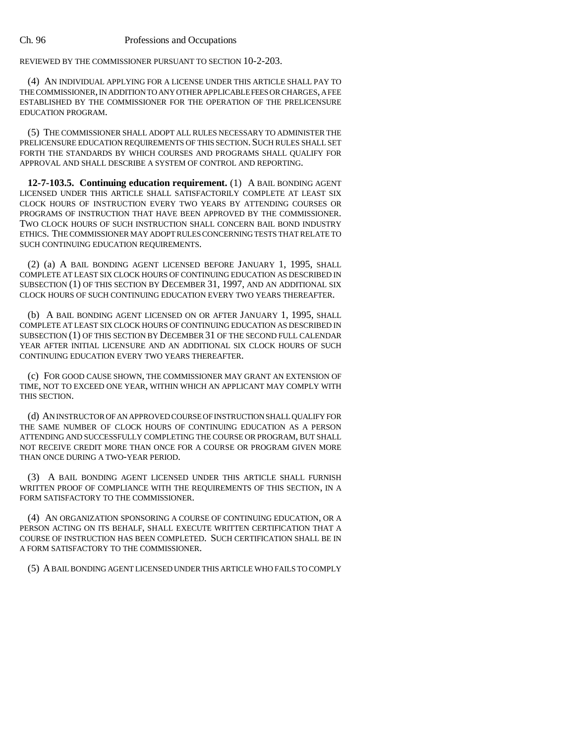REVIEWED BY THE COMMISSIONER PURSUANT TO SECTION 10-2-203.

(4) AN INDIVIDUAL APPLYING FOR A LICENSE UNDER THIS ARTICLE SHALL PAY TO THE COMMISSIONER, IN ADDITION TO ANY OTHER APPLICABLE FEES OR CHARGES, A FEE ESTABLISHED BY THE COMMISSIONER FOR THE OPERATION OF THE PRELICENSURE EDUCATION PROGRAM.

(5) THE COMMISSIONER SHALL ADOPT ALL RULES NECESSARY TO ADMINISTER THE PRELICENSURE EDUCATION REQUIREMENTS OF THIS SECTION. SUCH RULES SHALL SET FORTH THE STANDARDS BY WHICH COURSES AND PROGRAMS SHALL QUALIFY FOR APPROVAL AND SHALL DESCRIBE A SYSTEM OF CONTROL AND REPORTING.

**12-7-103.5. Continuing education requirement.** (1) A BAIL BONDING AGENT LICENSED UNDER THIS ARTICLE SHALL SATISFACTORILY COMPLETE AT LEAST SIX CLOCK HOURS OF INSTRUCTION EVERY TWO YEARS BY ATTENDING COURSES OR PROGRAMS OF INSTRUCTION THAT HAVE BEEN APPROVED BY THE COMMISSIONER. TWO CLOCK HOURS OF SUCH INSTRUCTION SHALL CONCERN BAIL BOND INDUSTRY ETHICS. THE COMMISSIONER MAY ADOPT RULES CONCERNING TESTS THAT RELATE TO SUCH CONTINUING EDUCATION REQUIREMENTS.

(2) (a) A BAIL BONDING AGENT LICENSED BEFORE JANUARY 1, 1995, SHALL COMPLETE AT LEAST SIX CLOCK HOURS OF CONTINUING EDUCATION AS DESCRIBED IN SUBSECTION (1) OF THIS SECTION BY DECEMBER 31, 1997, AND AN ADDITIONAL SIX CLOCK HOURS OF SUCH CONTINUING EDUCATION EVERY TWO YEARS THEREAFTER.

(b) A BAIL BONDING AGENT LICENSED ON OR AFTER JANUARY 1, 1995, SHALL COMPLETE AT LEAST SIX CLOCK HOURS OF CONTINUING EDUCATION AS DESCRIBED IN SUBSECTION (1) OF THIS SECTION BY DECEMBER 31 OF THE SECOND FULL CALENDAR YEAR AFTER INITIAL LICENSURE AND AN ADDITIONAL SIX CLOCK HOURS OF SUCH CONTINUING EDUCATION EVERY TWO YEARS THEREAFTER.

(c) FOR GOOD CAUSE SHOWN, THE COMMISSIONER MAY GRANT AN EXTENSION OF TIME, NOT TO EXCEED ONE YEAR, WITHIN WHICH AN APPLICANT MAY COMPLY WITH THIS SECTION.

(d) AN INSTRUCTOR OF AN APPROVED COURSE OF INSTRUCTION SHALL QUALIFY FOR THE SAME NUMBER OF CLOCK HOURS OF CONTINUING EDUCATION AS A PERSON ATTENDING AND SUCCESSFULLY COMPLETING THE COURSE OR PROGRAM, BUT SHALL NOT RECEIVE CREDIT MORE THAN ONCE FOR A COURSE OR PROGRAM GIVEN MORE THAN ONCE DURING A TWO-YEAR PERIOD.

(3) A BAIL BONDING AGENT LICENSED UNDER THIS ARTICLE SHALL FURNISH WRITTEN PROOF OF COMPLIANCE WITH THE REQUIREMENTS OF THIS SECTION, IN A FORM SATISFACTORY TO THE COMMISSIONER.

(4) AN ORGANIZATION SPONSORING A COURSE OF CONTINUING EDUCATION, OR A PERSON ACTING ON ITS BEHALF, SHALL EXECUTE WRITTEN CERTIFICATION THAT A COURSE OF INSTRUCTION HAS BEEN COMPLETED. SUCH CERTIFICATION SHALL BE IN A FORM SATISFACTORY TO THE COMMISSIONER.

(5) A BAIL BONDING AGENT LICENSED UNDER THIS ARTICLE WHO FAILS TO COMPLY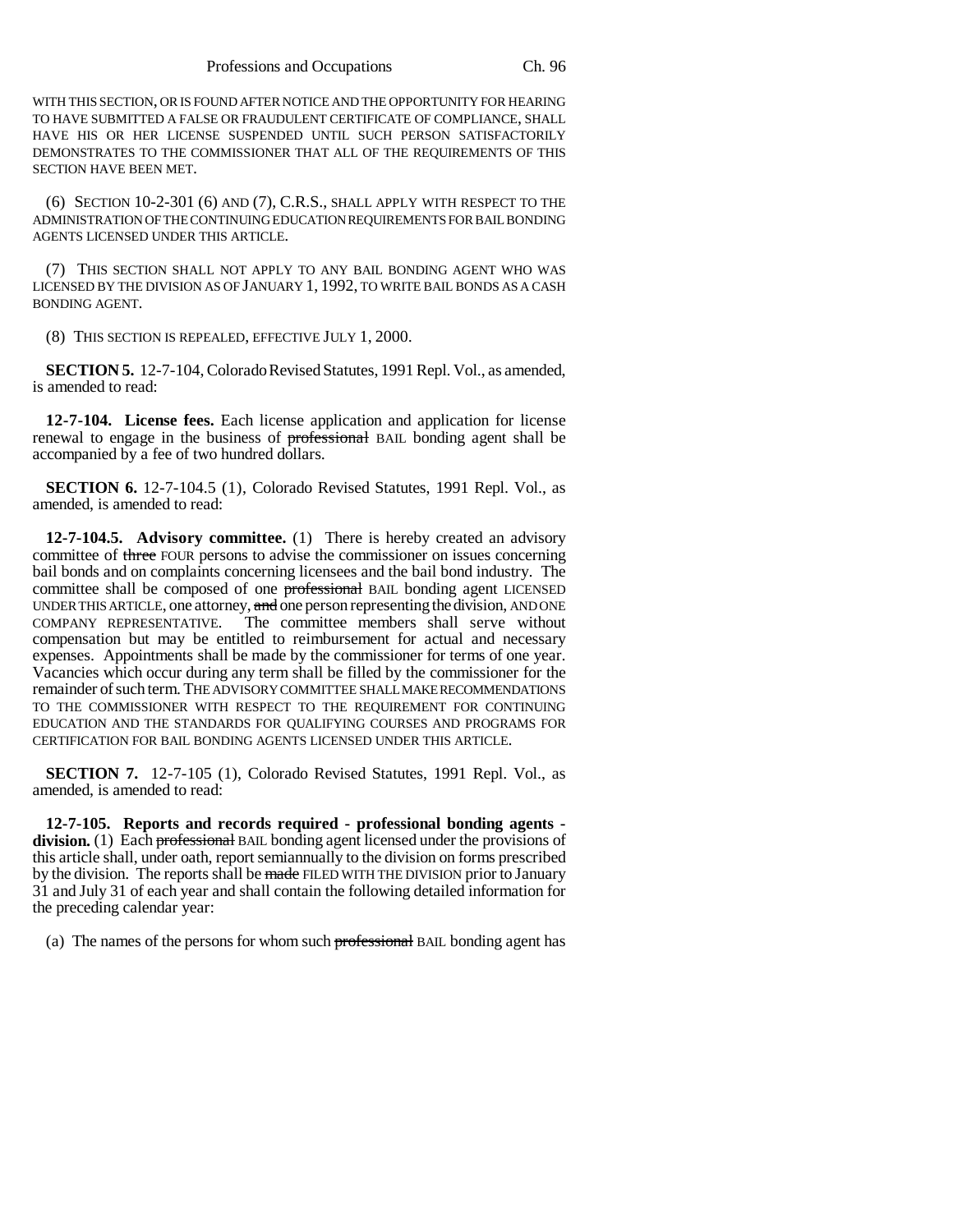WITH THIS SECTION, OR IS FOUND AFTER NOTICE AND THE OPPORTUNITY FOR HEARING TO HAVE SUBMITTED A FALSE OR FRAUDULENT CERTIFICATE OF COMPLIANCE, SHALL HAVE HIS OR HER LICENSE SUSPENDED UNTIL SUCH PERSON SATISFACTORILY DEMONSTRATES TO THE COMMISSIONER THAT ALL OF THE REQUIREMENTS OF THIS SECTION HAVE BEEN MET.

(6) SECTION 10-2-301 (6) AND (7), C.R.S., SHALL APPLY WITH RESPECT TO THE ADMINISTRATION OF THE CONTINUING EDUCATION REQUIREMENTS FOR BAIL BONDING AGENTS LICENSED UNDER THIS ARTICLE.

(7) THIS SECTION SHALL NOT APPLY TO ANY BAIL BONDING AGENT WHO WAS LICENSED BY THE DIVISION AS OF JANUARY 1, 1992, TO WRITE BAIL BONDS AS A CASH BONDING AGENT.

(8) THIS SECTION IS REPEALED, EFFECTIVE JULY 1, 2000.

**SECTION 5.** 12-7-104, Colorado Revised Statutes, 1991 Repl. Vol., as amended, is amended to read:

**12-7-104. License fees.** Each license application and application for license renewal to engage in the business of ~~professional~~ BAIL bonding agent shall be accompanied by a fee of two hundred dollars.

**SECTION 6.** 12-7-104.5 (1), Colorado Revised Statutes, 1991 Repl. Vol., as amended, is amended to read:

**12-7-104.5. Advisory committee.** (1) There is hereby created an advisory committee of ~~three~~ FOUR persons to advise the commissioner on issues concerning bail bonds and on complaints concerning licensees and the bail bond industry. The committee shall be composed of one ~~professional~~ BAIL bonding agent LICENSED UNDER THIS ARTICLE, one attorney, ~~and~~ one person representing the division, AND ONE COMPANY REPRESENTATIVE. The committee members shall serve without compensation but may be entitled to reimbursement for actual and necessary expenses. Appointments shall be made by the commissioner for terms of one year. Vacancies which occur during any term shall be filled by the commissioner for the remainder of such term. THE ADVISORY COMMITTEE SHALL MAKE RECOMMENDATIONS TO THE COMMISSIONER WITH RESPECT TO THE REQUIREMENT FOR CONTINUING EDUCATION AND THE STANDARDS FOR QUALIFYING COURSES AND PROGRAMS FOR CERTIFICATION FOR BAIL BONDING AGENTS LICENSED UNDER THIS ARTICLE.

**SECTION 7.** 12-7-105 (1), Colorado Revised Statutes, 1991 Repl. Vol., as amended, is amended to read:

**12-7-105. Reports and records required - professional bonding agents - division.** (1) Each ~~professional~~ BAIL bonding agent licensed under the provisions of this article shall, under oath, report semiannually to the division on forms prescribed by the division. The reports shall be ~~made~~ FILED WITH THE DIVISION prior to January 31 and July 31 of each year and shall contain the following detailed information for the preceding calendar year:

(a) The names of the persons for whom such ~~professional~~ BAIL bonding agent has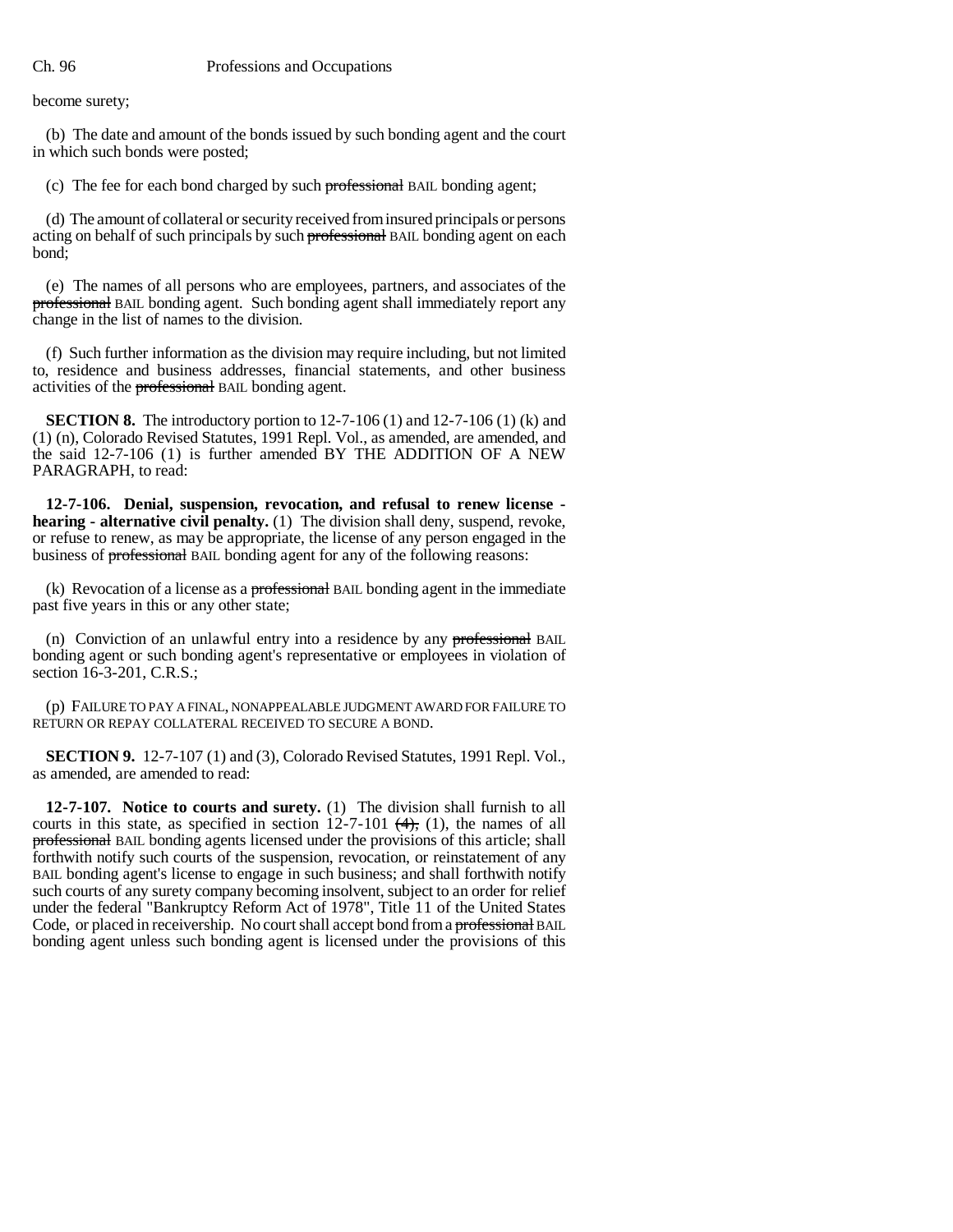become surety;

(b) The date and amount of the bonds issued by such bonding agent and the court in which such bonds were posted;

(c) The fee for each bond charged by such ~~professional~~ BAIL bonding agent;

(d) The amount of collateral or security received from insured principals or persons acting on behalf of such principals by such ~~professional~~ BAIL bonding agent on each bond;

(e) The names of all persons who are employees, partners, and associates of the ~~professional~~ BAIL bonding agent. Such bonding agent shall immediately report any change in the list of names to the division.

(f) Such further information as the division may require including, but not limited to, residence and business addresses, financial statements, and other business activities of the ~~professional~~ BAIL bonding agent.

**SECTION 8.** The introductory portion to 12-7-106 (1) and 12-7-106 (1) (k) and (1) (n), Colorado Revised Statutes, 1991 Repl. Vol., as amended, are amended, and the said 12-7-106 (1) is further amended BY THE ADDITION OF A NEW PARAGRAPH, to read:

**12-7-106. Denial, suspension, revocation, and refusal to renew license - hearing - alternative civil penalty.** (1) The division shall deny, suspend, revoke, or refuse to renew, as may be appropriate, the license of any person engaged in the business of ~~professional~~ BAIL bonding agent for any of the following reasons:

(k) Revocation of a license as a ~~professional~~ BAIL bonding agent in the immediate past five years in this or any other state;

(n) Conviction of an unlawful entry into a residence by any ~~professional~~ BAIL bonding agent or such bonding agent's representative or employees in violation of section 16-3-201, C.R.S.;

(p) FAILURE TO PAY A FINAL, NONAPPEALABLE JUDGMENT AWARD FOR FAILURE TO RETURN OR REPAY COLLATERAL RECEIVED TO SECURE A BOND.

**SECTION 9.** 12-7-107 (1) and (3), Colorado Revised Statutes, 1991 Repl. Vol., as amended, are amended to read:

**12-7-107. Notice to courts and surety.** (1) The division shall furnish to all courts in this state, as specified in section 12-7-101 ~~(4),~~ (1), the names of all ~~professional~~ BAIL bonding agents licensed under the provisions of this article; shall forthwith notify such courts of the suspension, revocation, or reinstatement of any BAIL bonding agent's license to engage in such business; and shall forthwith notify such courts of any surety company becoming insolvent, subject to an order for relief under the federal "Bankruptcy Reform Act of 1978", Title 11 of the United States Code, or placed in receivership. No court shall accept bond from a ~~professional~~ BAIL bonding agent unless such bonding agent is licensed under the provisions of this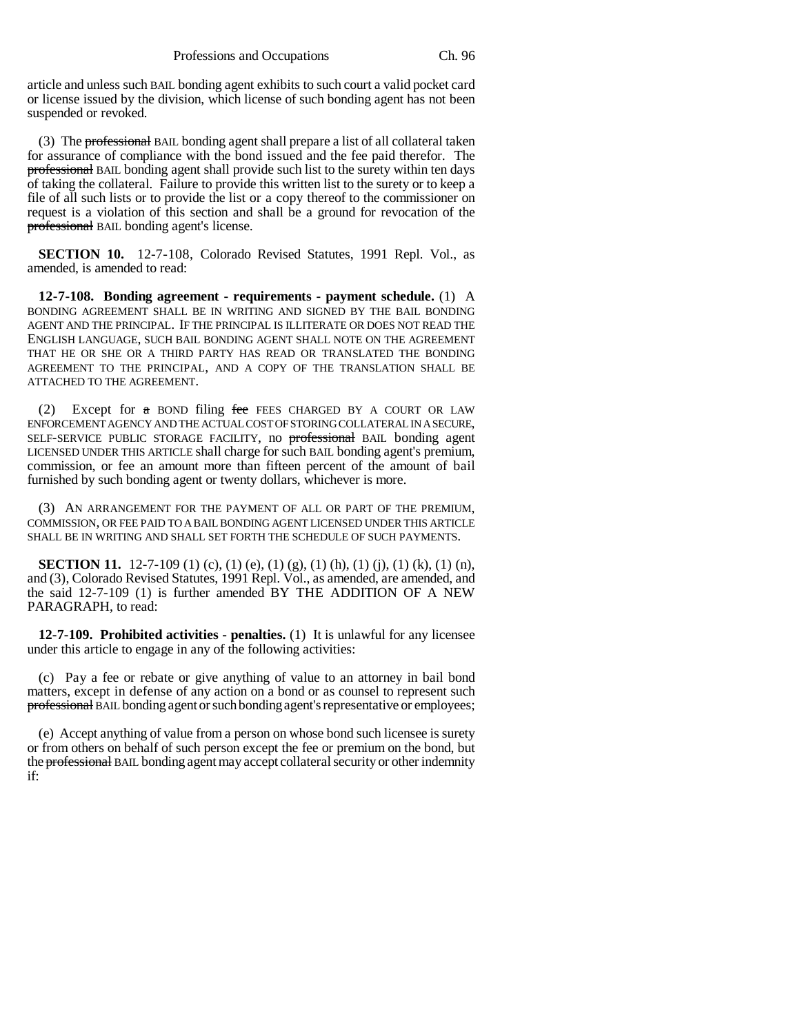article and unless such BAIL bonding agent exhibits to such court a valid pocket card or license issued by the division, which license of such bonding agent has not been suspended or revoked.

(3) The ~~professional~~ BAIL bonding agent shall prepare a list of all collateral taken for assurance of compliance with the bond issued and the fee paid therefor. The ~~professional~~ BAIL bonding agent shall provide such list to the surety within ten days of taking the collateral. Failure to provide this written list to the surety or to keep a file of all such lists or to provide the list or a copy thereof to the commissioner on request is a violation of this section and shall be a ground for revocation of the ~~professional~~ BAIL bonding agent's license.

**SECTION 10.** 12-7-108, Colorado Revised Statutes, 1991 Repl. Vol., as amended, is amended to read:

**12-7-108. Bonding agreement - requirements - payment schedule.** (1) A BONDING AGREEMENT SHALL BE IN WRITING AND SIGNED BY THE BAIL BONDING AGENT AND THE PRINCIPAL. IF THE PRINCIPAL IS ILLITERATE OR DOES NOT READ THE ENGLISH LANGUAGE, SUCH BAIL BONDING AGENT SHALL NOTE ON THE AGREEMENT THAT HE OR SHE OR A THIRD PARTY HAS READ OR TRANSLATED THE BONDING AGREEMENT TO THE PRINCIPAL, AND A COPY OF THE TRANSLATION SHALL BE ATTACHED TO THE AGREEMENT.

(2) Except for ~~a~~ BOND filing ~~fee~~ FEES CHARGED BY A COURT OR LAW ENFORCEMENT AGENCY AND THE ACTUAL COST OF STORING COLLATERAL IN A SECURE, SELF-SERVICE PUBLIC STORAGE FACILITY, no ~~professional~~ BAIL bonding agent LICENSED UNDER THIS ARTICLE shall charge for such BAIL bonding agent's premium, commission, or fee an amount more than fifteen percent of the amount of bail furnished by such bonding agent or twenty dollars, whichever is more.

(3) AN ARRANGEMENT FOR THE PAYMENT OF ALL OR PART OF THE PREMIUM, COMMISSION, OR FEE PAID TO A BAIL BONDING AGENT LICENSED UNDER THIS ARTICLE SHALL BE IN WRITING AND SHALL SET FORTH THE SCHEDULE OF SUCH PAYMENTS.

**SECTION 11.** 12-7-109 (1) (c), (1) (e), (1) (g), (1) (h), (1) (j), (1) (k), (1) (n), and (3), Colorado Revised Statutes, 1991 Repl. Vol., as amended, are amended, and the said 12-7-109 (1) is further amended BY THE ADDITION OF A NEW PARAGRAPH, to read:

**12-7-109. Prohibited activities - penalties.** (1) It is unlawful for any licensee under this article to engage in any of the following activities:

(c) Pay a fee or rebate or give anything of value to an attorney in bail bond matters, except in defense of any action on a bond or as counsel to represent such ~~professional~~ BAIL bonding agent or such bonding agent's representative or employees;

(e) Accept anything of value from a person on whose bond such licensee is surety or from others on behalf of such person except the fee or premium on the bond, but the ~~professional~~ BAIL bonding agent may accept collateral security or other indemnity if: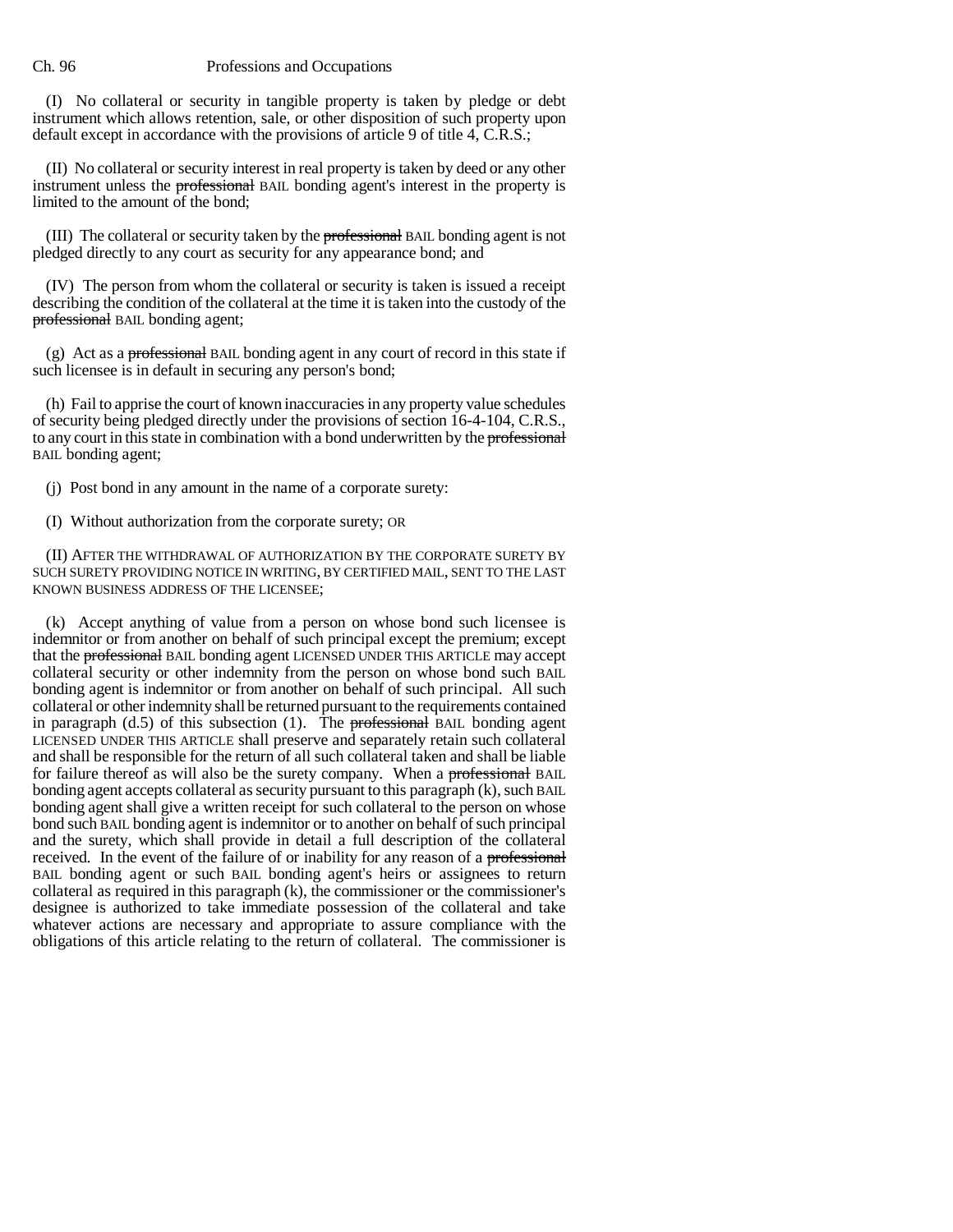(I) No collateral or security in tangible property is taken by pledge or debt instrument which allows retention, sale, or other disposition of such property upon default except in accordance with the provisions of article 9 of title 4, C.R.S.;

(II) No collateral or security interest in real property is taken by deed or any other instrument unless the ~~professional~~ BAIL bonding agent's interest in the property is limited to the amount of the bond;

(III) The collateral or security taken by the ~~professional~~ BAIL bonding agent is not pledged directly to any court as security for any appearance bond; and

(IV) The person from whom the collateral or security is taken is issued a receipt describing the condition of the collateral at the time it is taken into the custody of the ~~professional~~ BAIL bonding agent;

(g) Act as a ~~professional~~ BAIL bonding agent in any court of record in this state if such licensee is in default in securing any person's bond;

(h) Fail to apprise the court of known inaccuracies in any property value schedules of security being pledged directly under the provisions of section 16-4-104, C.R.S., to any court in this state in combination with a bond underwritten by the ~~professional~~ BAIL bonding agent;

(j) Post bond in any amount in the name of a corporate surety:

(I) Without authorization from the corporate surety; OR

(II) AFTER THE WITHDRAWAL OF AUTHORIZATION BY THE CORPORATE SURETY BY SUCH SURETY PROVIDING NOTICE IN WRITING, BY CERTIFIED MAIL, SENT TO THE LAST KNOWN BUSINESS ADDRESS OF THE LICENSEE;

(k) Accept anything of value from a person on whose bond such licensee is indemnitor or from another on behalf of such principal except the premium; except that the ~~professional~~ BAIL bonding agent LICENSED UNDER THIS ARTICLE may accept collateral security or other indemnity from the person on whose bond such BAIL bonding agent is indemnitor or from another on behalf of such principal. All such collateral or other indemnity shall be returned pursuant to the requirements contained in paragraph (d.5) of this subsection (1). The ~~professional~~ BAIL bonding agent LICENSED UNDER THIS ARTICLE shall preserve and separately retain such collateral and shall be responsible for the return of all such collateral taken and shall be liable for failure thereof as will also be the surety company. When a ~~professional~~ BAIL bonding agent accepts collateral as security pursuant to this paragraph (k), such BAIL bonding agent shall give a written receipt for such collateral to the person on whose bond such BAIL bonding agent is indemnitor or to another on behalf of such principal and the surety, which shall provide in detail a full description of the collateral received. In the event of the failure of or inability for any reason of a ~~professional~~ BAIL bonding agent or such BAIL bonding agent's heirs or assignees to return collateral as required in this paragraph (k), the commissioner or the commissioner's designee is authorized to take immediate possession of the collateral and take whatever actions are necessary and appropriate to assure compliance with the obligations of this article relating to the return of collateral. The commissioner is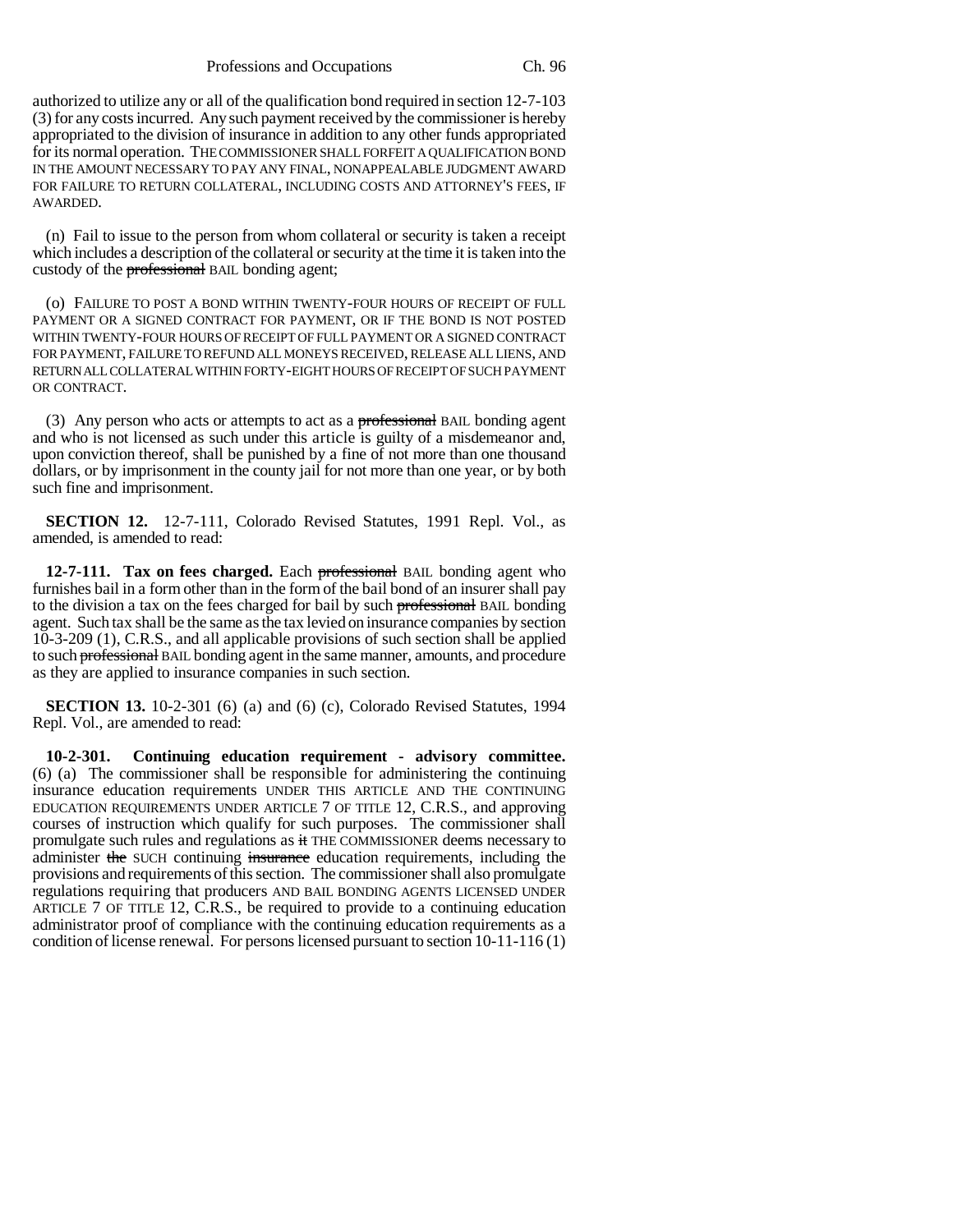authorized to utilize any or all of the qualification bond required in section 12-7-103 (3) for any costs incurred. Any such payment received by the commissioner is hereby appropriated to the division of insurance in addition to any other funds appropriated for its normal operation. THE COMMISSIONER SHALL FORFEIT A QUALIFICATION BOND IN THE AMOUNT NECESSARY TO PAY ANY FINAL, NONAPPEALABLE JUDGMENT AWARD FOR FAILURE TO RETURN COLLATERAL, INCLUDING COSTS AND ATTORNEY'S FEES, IF AWARDED.

(n) Fail to issue to the person from whom collateral or security is taken a receipt which includes a description of the collateral or security at the time it is taken into the custody of the ~~professional~~ BAIL bonding agent;

(o) FAILURE TO POST A BOND WITHIN TWENTY-FOUR HOURS OF RECEIPT OF FULL PAYMENT OR A SIGNED CONTRACT FOR PAYMENT, OR IF THE BOND IS NOT POSTED WITHIN TWENTY-FOUR HOURS OF RECEIPT OF FULL PAYMENT OR A SIGNED CONTRACT FOR PAYMENT, FAILURE TO REFUND ALL MONEYS RECEIVED, RELEASE ALL LIENS, AND RETURN ALL COLLATERAL WITHIN FORTY-EIGHT HOURS OF RECEIPT OF SUCH PAYMENT OR CONTRACT.

(3) Any person who acts or attempts to act as a ~~professional~~ BAIL bonding agent and who is not licensed as such under this article is guilty of a misdemeanor and, upon conviction thereof, shall be punished by a fine of not more than one thousand dollars, or by imprisonment in the county jail for not more than one year, or by both such fine and imprisonment.

**SECTION 12.** 12-7-111, Colorado Revised Statutes, 1991 Repl. Vol., as amended, is amended to read:

**12-7-111. Tax on fees charged.** Each ~~professional~~ BAIL bonding agent who furnishes bail in a form other than in the form of the bail bond of an insurer shall pay to the division a tax on the fees charged for bail by such ~~professional~~ BAIL bonding agent. Such tax shall be the same as the tax levied on insurance companies by section 10-3-209 (1), C.R.S., and all applicable provisions of such section shall be applied to such ~~professional~~ BAIL bonding agent in the same manner, amounts, and procedure as they are applied to insurance companies in such section.

**SECTION 13.** 10-2-301 (6) (a) and (6) (c), Colorado Revised Statutes, 1994 Repl. Vol., are amended to read:

**10-2-301. Continuing education requirement - advisory committee.** (6) (a) The commissioner shall be responsible for administering the continuing insurance education requirements UNDER THIS ARTICLE AND THE CONTINUING EDUCATION REQUIREMENTS UNDER ARTICLE 7 OF TITLE 12, C.R.S., and approving courses of instruction which qualify for such purposes. The commissioner shall promulgate such rules and regulations as ~~it~~ THE COMMISSIONER deems necessary to administer ~~the~~ SUCH continuing ~~insurance~~ education requirements, including the provisions and requirements of this section. The commissioner shall also promulgate regulations requiring that producers AND BAIL BONDING AGENTS LICENSED UNDER ARTICLE 7 OF TITLE 12, C.R.S., be required to provide to a continuing education administrator proof of compliance with the continuing education requirements as a condition of license renewal. For persons licensed pursuant to section 10-11-116 (1)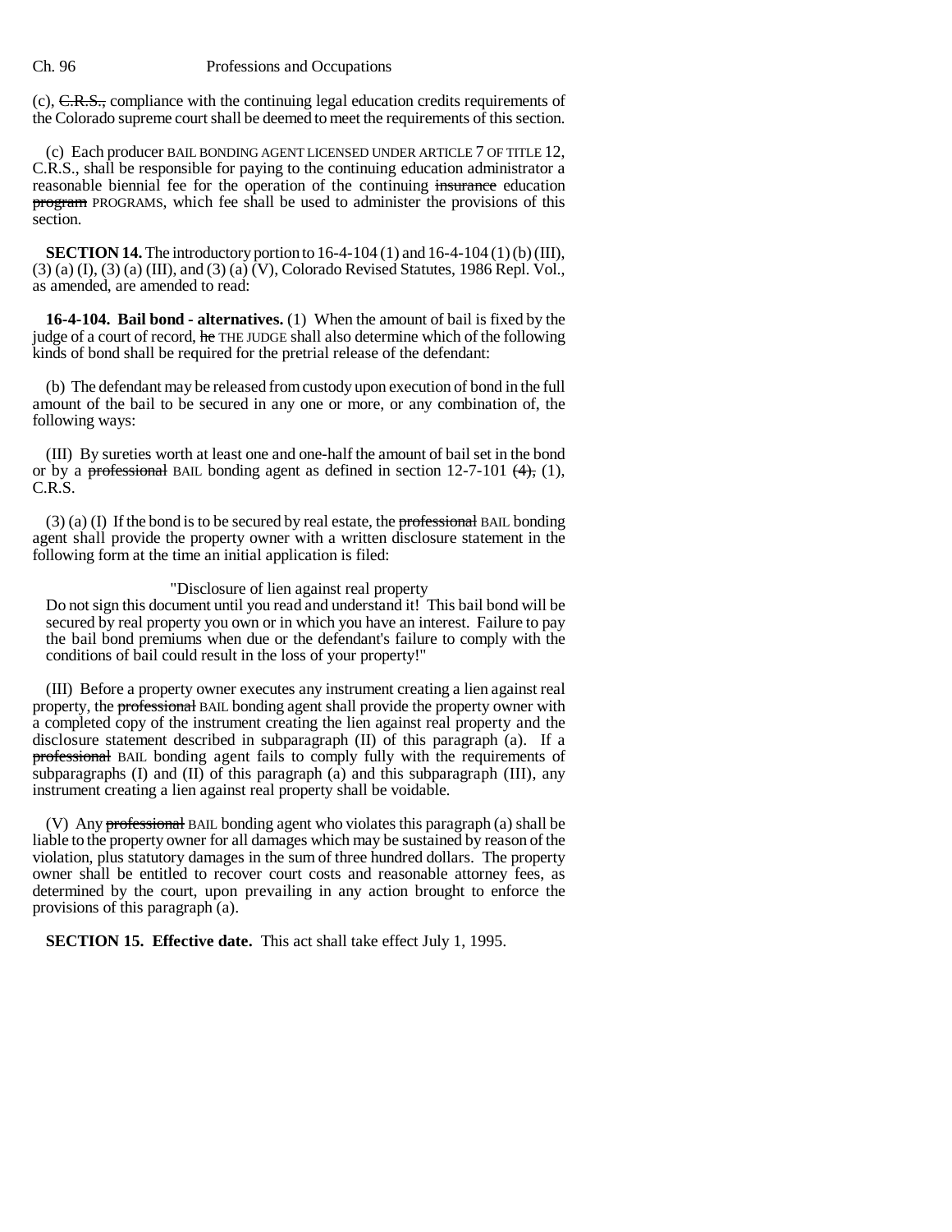(c), ~~C.R.S.,~~ compliance with the continuing legal education credits requirements of the Colorado supreme court shall be deemed to meet the requirements of this section.

(c) Each producer BAIL BONDING AGENT LICENSED UNDER ARTICLE 7 OF TITLE 12, C.R.S., shall be responsible for paying to the continuing education administrator a reasonable biennial fee for the operation of the continuing ~~insurance~~ education ~~program~~ PROGRAMS, which fee shall be used to administer the provisions of this section.

**SECTION 14.** The introductory portion to 16-4-104 (1) and 16-4-104 (1) (b) (III), (3) (a) (I), (3) (a) (III), and (3) (a) (V), Colorado Revised Statutes, 1986 Repl. Vol., as amended, are amended to read:

**16-4-104. Bail bond - alternatives.** (1) When the amount of bail is fixed by the judge of a court of record, ~~he~~ THE JUDGE shall also determine which of the following kinds of bond shall be required for the pretrial release of the defendant:

(b) The defendant may be released from custody upon execution of bond in the full amount of the bail to be secured in any one or more, or any combination of, the following ways:

(III) By sureties worth at least one and one-half the amount of bail set in the bond or by a ~~professional~~ BAIL bonding agent as defined in section 12-7-101 ~~(4),~~ (1), C.R.S.

(3) (a) (I) If the bond is to be secured by real estate, the ~~professional~~ BAIL bonding agent shall provide the property owner with a written disclosure statement in the following form at the time an initial application is filed:

"Disclosure of lien against real property

Do not sign this document until you read and understand it! This bail bond will be secured by real property you own or in which you have an interest. Failure to pay the bail bond premiums when due or the defendant's failure to comply with the conditions of bail could result in the loss of your property!"

(III) Before a property owner executes any instrument creating a lien against real property, the ~~professional~~ BAIL bonding agent shall provide the property owner with a completed copy of the instrument creating the lien against real property and the disclosure statement described in subparagraph (II) of this paragraph (a). If a ~~professional~~ BAIL bonding agent fails to comply fully with the requirements of subparagraphs (I) and (II) of this paragraph (a) and this subparagraph (III), any instrument creating a lien against real property shall be voidable.

(V) Any ~~professional~~ BAIL bonding agent who violates this paragraph (a) shall be liable to the property owner for all damages which may be sustained by reason of the violation, plus statutory damages in the sum of three hundred dollars. The property owner shall be entitled to recover court costs and reasonable attorney fees, as determined by the court, upon prevailing in any action brought to enforce the provisions of this paragraph (a).

**SECTION 15. Effective date.** This act shall take effect July 1, 1995.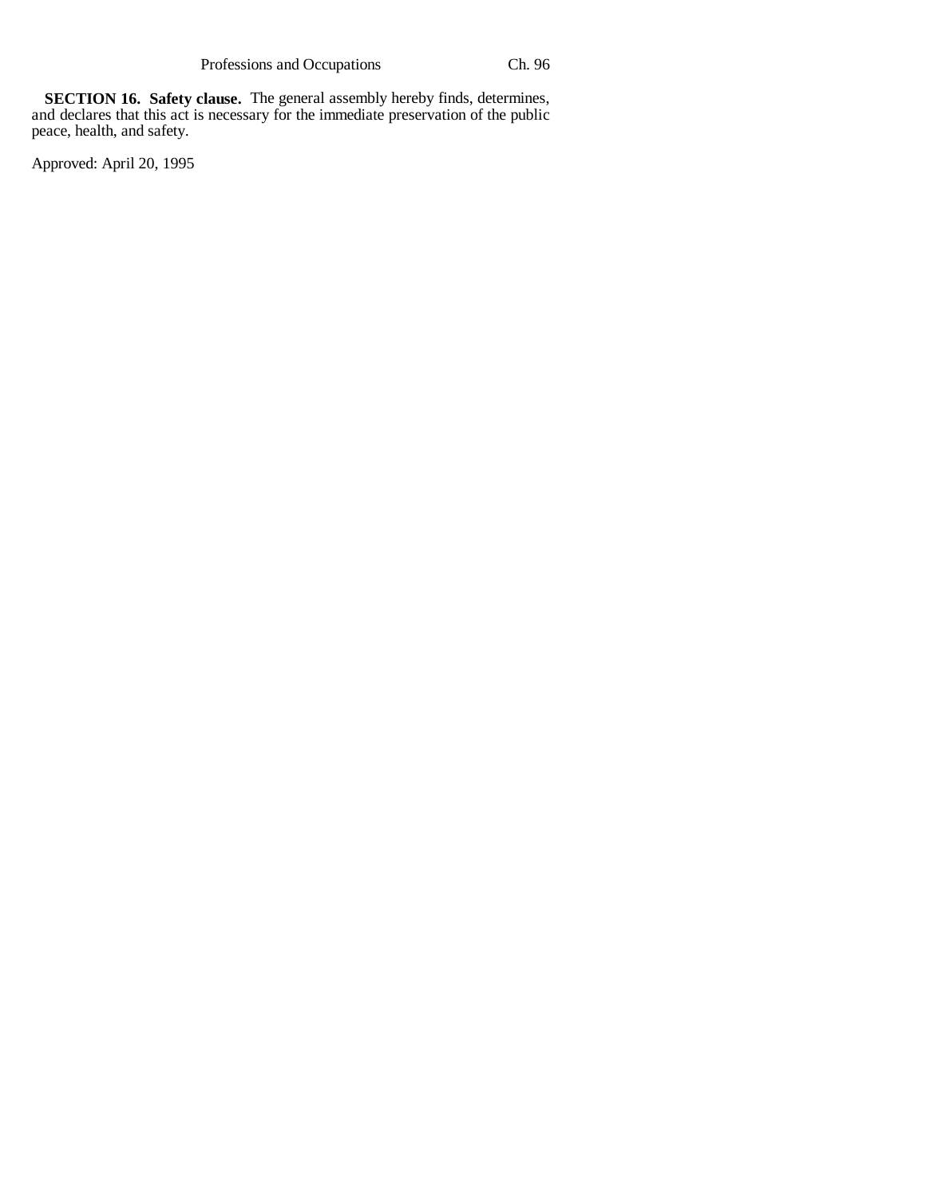**SECTION 16. Safety clause.** The general assembly hereby finds, determines, and declares that this act is necessary for the immediate preservation of the public peace, health, and safety.

Approved: April 20, 1995